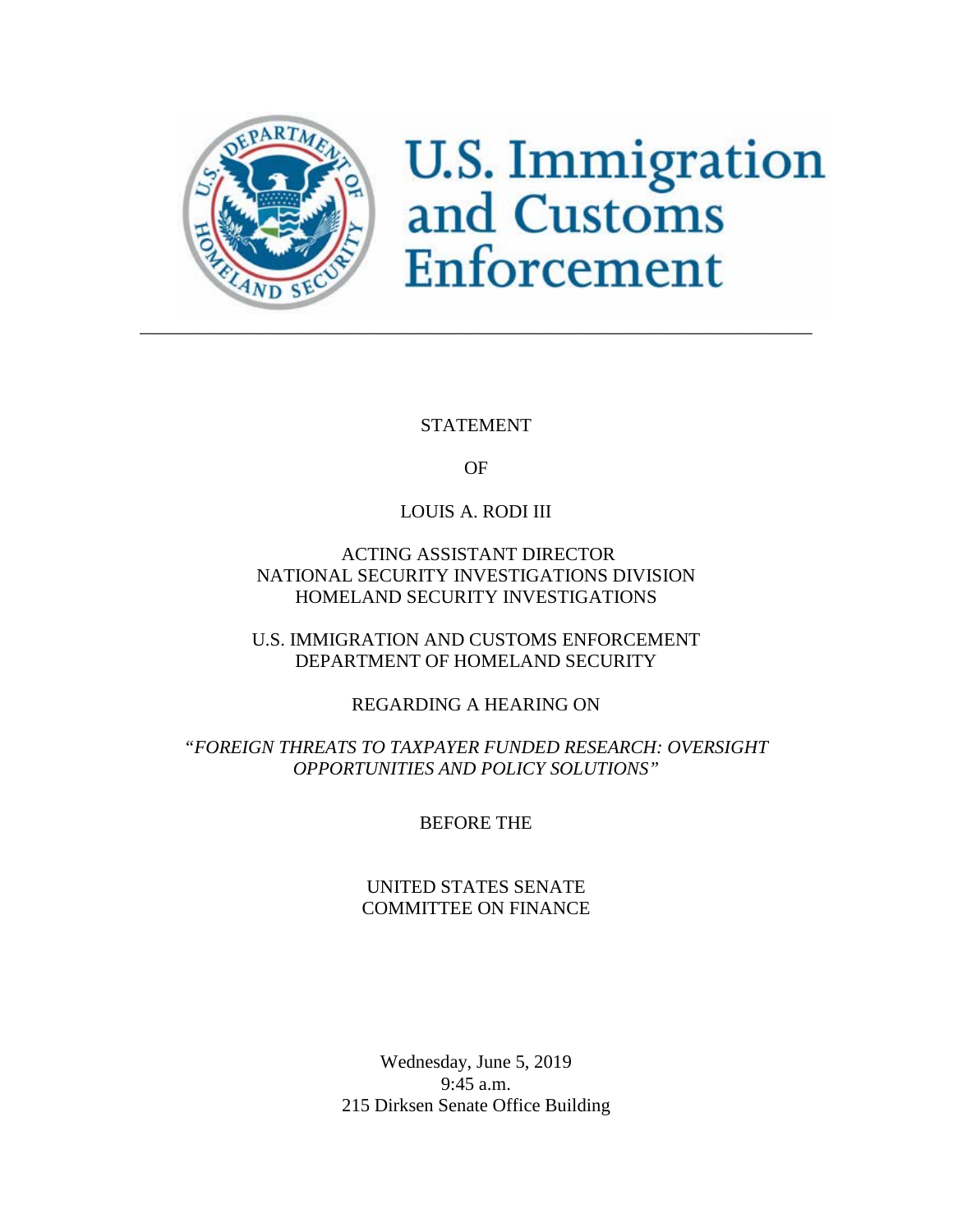U.S. Immigration and Customs Enforcement

---

STATEMENT

OF

LOUIS A. RODI III

ACTING ASSISTANT DIRECTOR
NATIONAL SECURITY INVESTIGATIONS DIVISION
HOMELAND SECURITY INVESTIGATIONS

U.S. IMMIGRATION AND CUSTOMS ENFORCEMENT
DEPARTMENT OF HOMELAND SECURITY

REGARDING A HEARING ON

*"FOREIGN THREATS TO TAXPAYER FUNDED RESEARCH: OVERSIGHT OPPORTUNITIES AND POLICY SOLUTIONS"*

BEFORE THE

UNITED STATES SENATE
COMMITTEE ON FINANCE

Wednesday, June 5, 2019
9:45 a.m.
215 Dirksen Senate Office Building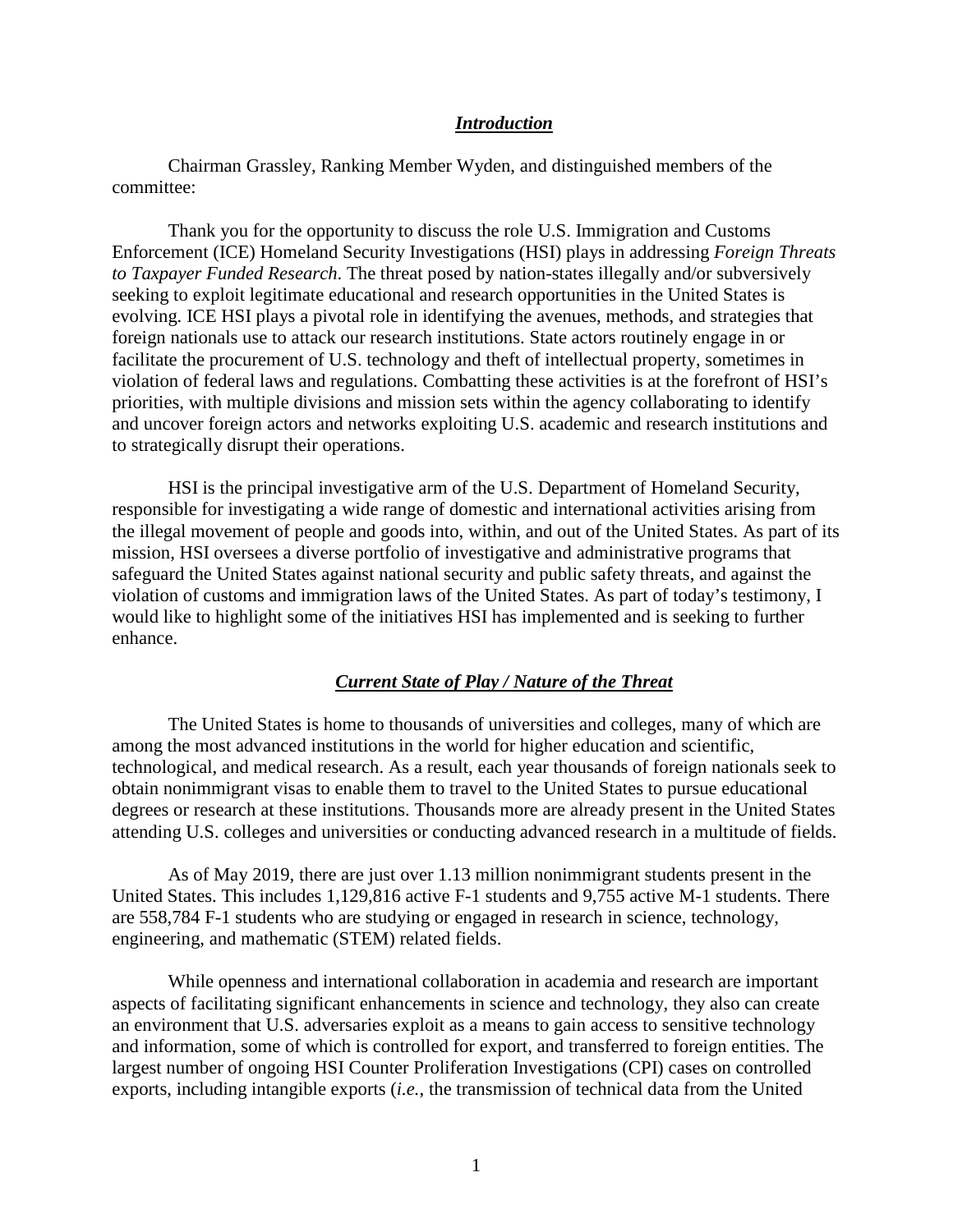## *Introduction*

Chairman Grassley, Ranking Member Wyden, and distinguished members of the committee:

Thank you for the opportunity to discuss the role U.S. Immigration and Customs Enforcement (ICE) Homeland Security Investigations (HSI) plays in addressing *Foreign Threats to Taxpayer Funded Research*. The threat posed by nation-states illegally and/or subversively seeking to exploit legitimate educational and research opportunities in the United States is evolving. ICE HSI plays a pivotal role in identifying the avenues, methods, and strategies that foreign nationals use to attack our research institutions. State actors routinely engage in or facilitate the procurement of U.S. technology and theft of intellectual property, sometimes in violation of federal laws and regulations. Combatting these activities is at the forefront of HSI's priorities, with multiple divisions and mission sets within the agency collaborating to identify and uncover foreign actors and networks exploiting U.S. academic and research institutions and to strategically disrupt their operations.

HSI is the principal investigative arm of the U.S. Department of Homeland Security, responsible for investigating a wide range of domestic and international activities arising from the illegal movement of people and goods into, within, and out of the United States. As part of its mission, HSI oversees a diverse portfolio of investigative and administrative programs that safeguard the United States against national security and public safety threats, and against the violation of customs and immigration laws of the United States. As part of today's testimony, I would like to highlight some of the initiatives HSI has implemented and is seeking to further enhance.

## *Current State of Play / Nature of the Threat*

The United States is home to thousands of universities and colleges, many of which are among the most advanced institutions in the world for higher education and scientific, technological, and medical research. As a result, each year thousands of foreign nationals seek to obtain nonimmigrant visas to enable them to travel to the United States to pursue educational degrees or research at these institutions. Thousands more are already present in the United States attending U.S. colleges and universities or conducting advanced research in a multitude of fields.

As of May 2019, there are just over 1.13 million nonimmigrant students present in the United States. This includes 1,129,816 active F-1 students and 9,755 active M-1 students. There are 558,784 F-1 students who are studying or engaged in research in science, technology, engineering, and mathematic (STEM) related fields.

While openness and international collaboration in academia and research are important aspects of facilitating significant enhancements in science and technology, they also can create an environment that U.S. adversaries exploit as a means to gain access to sensitive technology and information, some of which is controlled for export, and transferred to foreign entities. The largest number of ongoing HSI Counter Proliferation Investigations (CPI) cases on controlled exports, including intangible exports (*i.e.*, the transmission of technical data from the United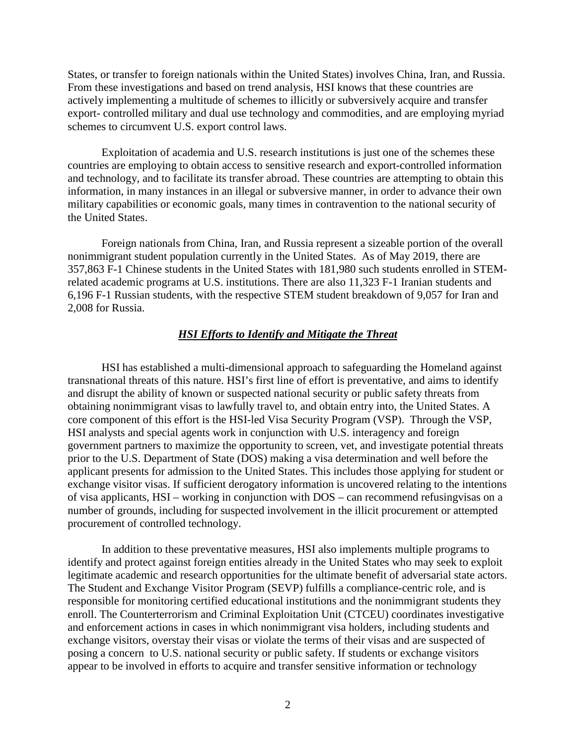States, or transfer to foreign nationals within the United States) involves China, Iran, and Russia. From these investigations and based on trend analysis, HSI knows that these countries are actively implementing a multitude of schemes to illicitly or subversively acquire and transfer export- controlled military and dual use technology and commodities, and are employing myriad schemes to circumvent U.S. export control laws.

Exploitation of academia and U.S. research institutions is just one of the schemes these countries are employing to obtain access to sensitive research and export-controlled information and technology, and to facilitate its transfer abroad. These countries are attempting to obtain this information, in many instances in an illegal or subversive manner, in order to advance their own military capabilities or economic goals, many times in contravention to the national security of the United States.

Foreign nationals from China, Iran, and Russia represent a sizeable portion of the overall nonimmigrant student population currently in the United States. As of May 2019, there are 357,863 F-1 Chinese students in the United States with 181,980 such students enrolled in STEM-related academic programs at U.S. institutions. There are also 11,323 F-1 Iranian students and 6,196 F-1 Russian students, with the respective STEM student breakdown of 9,057 for Iran and 2,008 for Russia.

## ***HSI Efforts to Identify and Mitigate the Threat***

HSI has established a multi-dimensional approach to safeguarding the Homeland against transnational threats of this nature. HSI's first line of effort is preventative, and aims to identify and disrupt the ability of known or suspected national security or public safety threats from obtaining nonimmigrant visas to lawfully travel to, and obtain entry into, the United States. A core component of this effort is the HSI-led Visa Security Program (VSP). Through the VSP, HSI analysts and special agents work in conjunction with U.S. interagency and foreign government partners to maximize the opportunity to screen, vet, and investigate potential threats prior to the U.S. Department of State (DOS) making a visa determination and well before the applicant presents for admission to the United States. This includes those applying for student or exchange visitor visas. If sufficient derogatory information is uncovered relating to the intentions of visa applicants, HSI – working in conjunction with DOS – can recommend refusingvisas on a number of grounds, including for suspected involvement in the illicit procurement or attempted procurement of controlled technology.

In addition to these preventative measures, HSI also implements multiple programs to identify and protect against foreign entities already in the United States who may seek to exploit legitimate academic and research opportunities for the ultimate benefit of adversarial state actors. The Student and Exchange Visitor Program (SEVP) fulfills a compliance-centric role, and is responsible for monitoring certified educational institutions and the nonimmigrant students they enroll. The Counterterrorism and Criminal Exploitation Unit (CTCEU) coordinates investigative and enforcement actions in cases in which nonimmigrant visa holders, including students and exchange visitors, overstay their visas or violate the terms of their visas and are suspected of posing a concern to U.S. national security or public safety. If students or exchange visitors appear to be involved in efforts to acquire and transfer sensitive information or technology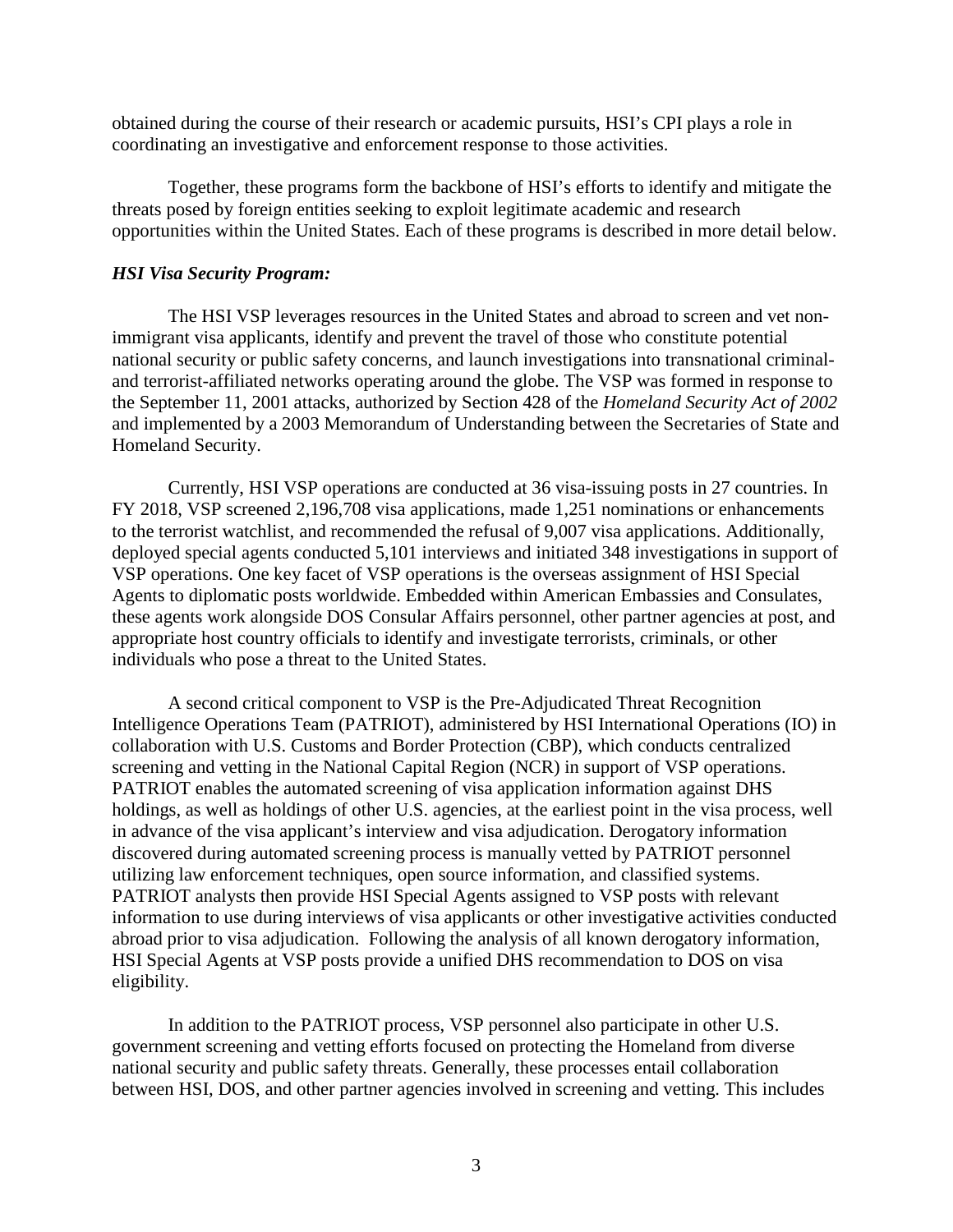obtained during the course of their research or academic pursuits, HSI's CPI plays a role in coordinating an investigative and enforcement response to those activities.

Together, these programs form the backbone of HSI's efforts to identify and mitigate the threats posed by foreign entities seeking to exploit legitimate academic and research opportunities within the United States. Each of these programs is described in more detail below.

***HSI Visa Security Program:***

The HSI VSP leverages resources in the United States and abroad to screen and vet non-immigrant visa applicants, identify and prevent the travel of those who constitute potential national security or public safety concerns, and launch investigations into transnational criminal- and terrorist-affiliated networks operating around the globe. The VSP was formed in response to the September 11, 2001 attacks, authorized by Section 428 of the *Homeland Security Act of 2002* and implemented by a 2003 Memorandum of Understanding between the Secretaries of State and Homeland Security.

Currently, HSI VSP operations are conducted at 36 visa-issuing posts in 27 countries. In FY 2018, VSP screened 2,196,708 visa applications, made 1,251 nominations or enhancements to the terrorist watchlist, and recommended the refusal of 9,007 visa applications. Additionally, deployed special agents conducted 5,101 interviews and initiated 348 investigations in support of VSP operations. One key facet of VSP operations is the overseas assignment of HSI Special Agents to diplomatic posts worldwide. Embedded within American Embassies and Consulates, these agents work alongside DOS Consular Affairs personnel, other partner agencies at post, and appropriate host country officials to identify and investigate terrorists, criminals, or other individuals who pose a threat to the United States.

A second critical component to VSP is the Pre-Adjudicated Threat Recognition Intelligence Operations Team (PATRIOT), administered by HSI International Operations (IO) in collaboration with U.S. Customs and Border Protection (CBP), which conducts centralized screening and vetting in the National Capital Region (NCR) in support of VSP operations. PATRIOT enables the automated screening of visa application information against DHS holdings, as well as holdings of other U.S. agencies, at the earliest point in the visa process, well in advance of the visa applicant's interview and visa adjudication. Derogatory information discovered during automated screening process is manually vetted by PATRIOT personnel utilizing law enforcement techniques, open source information, and classified systems. PATRIOT analysts then provide HSI Special Agents assigned to VSP posts with relevant information to use during interviews of visa applicants or other investigative activities conducted abroad prior to visa adjudication. Following the analysis of all known derogatory information, HSI Special Agents at VSP posts provide a unified DHS recommendation to DOS on visa eligibility.

In addition to the PATRIOT process, VSP personnel also participate in other U.S. government screening and vetting efforts focused on protecting the Homeland from diverse national security and public safety threats. Generally, these processes entail collaboration between HSI, DOS, and other partner agencies involved in screening and vetting. This includes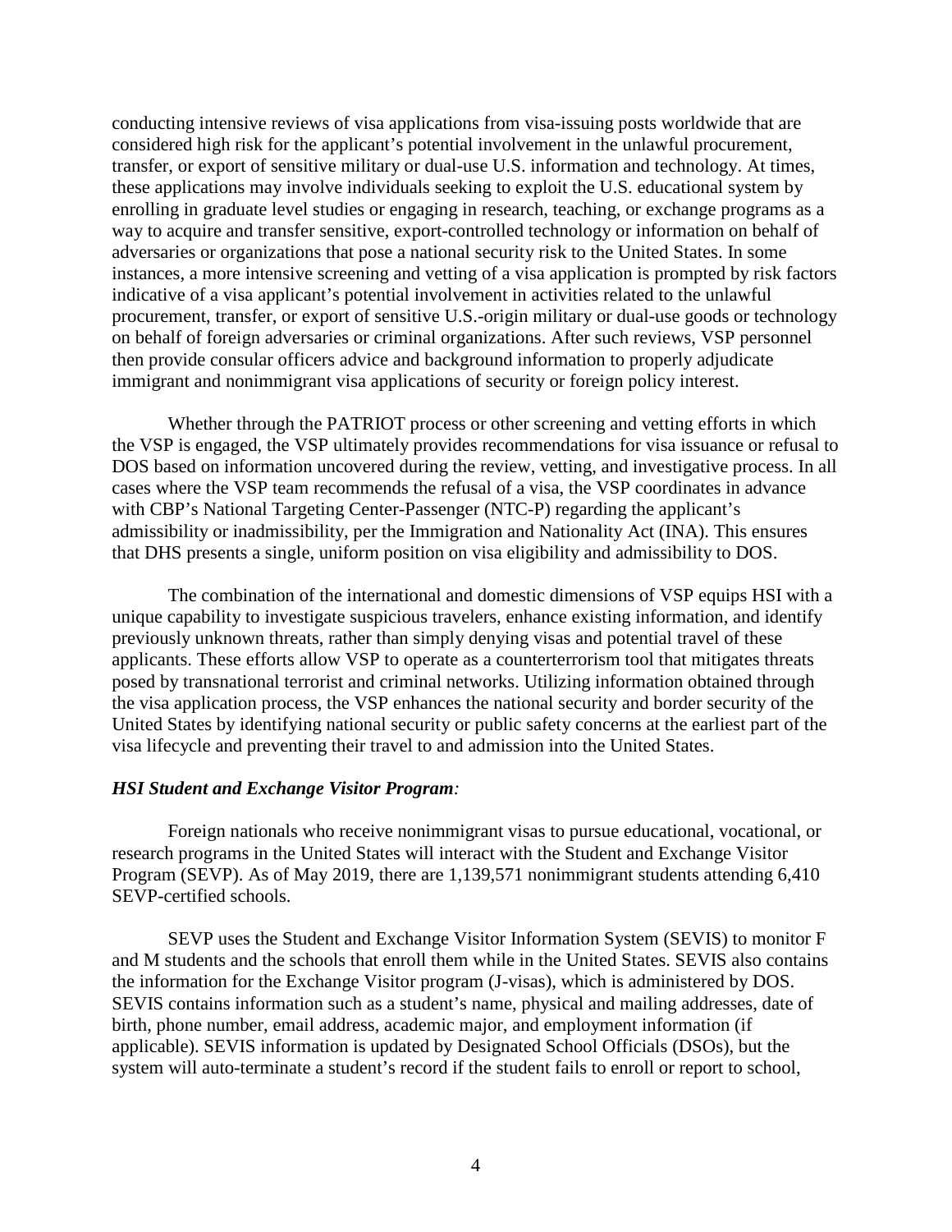conducting intensive reviews of visa applications from visa-issuing posts worldwide that are considered high risk for the applicant's potential involvement in the unlawful procurement, transfer, or export of sensitive military or dual-use U.S. information and technology. At times, these applications may involve individuals seeking to exploit the U.S. educational system by enrolling in graduate level studies or engaging in research, teaching, or exchange programs as a way to acquire and transfer sensitive, export-controlled technology or information on behalf of adversaries or organizations that pose a national security risk to the United States. In some instances, a more intensive screening and vetting of a visa application is prompted by risk factors indicative of a visa applicant's potential involvement in activities related to the unlawful procurement, transfer, or export of sensitive U.S.-origin military or dual-use goods or technology on behalf of foreign adversaries or criminal organizations. After such reviews, VSP personnel then provide consular officers advice and background information to properly adjudicate immigrant and nonimmigrant visa applications of security or foreign policy interest.

Whether through the PATRIOT process or other screening and vetting efforts in which the VSP is engaged, the VSP ultimately provides recommendations for visa issuance or refusal to DOS based on information uncovered during the review, vetting, and investigative process. In all cases where the VSP team recommends the refusal of a visa, the VSP coordinates in advance with CBP's National Targeting Center-Passenger (NTC-P) regarding the applicant's admissibility or inadmissibility, per the Immigration and Nationality Act (INA). This ensures that DHS presents a single, uniform position on visa eligibility and admissibility to DOS.

The combination of the international and domestic dimensions of VSP equips HSI with a unique capability to investigate suspicious travelers, enhance existing information, and identify previously unknown threats, rather than simply denying visas and potential travel of these applicants. These efforts allow VSP to operate as a counterterrorism tool that mitigates threats posed by transnational terrorist and criminal networks. Utilizing information obtained through the visa application process, the VSP enhances the national security and border security of the United States by identifying national security or public safety concerns at the earliest part of the visa lifecycle and preventing their travel to and admission into the United States.

***HSI Student and Exchange Visitor Program:***

Foreign nationals who receive nonimmigrant visas to pursue educational, vocational, or research programs in the United States will interact with the Student and Exchange Visitor Program (SEVP). As of May 2019, there are 1,139,571 nonimmigrant students attending 6,410 SEVP-certified schools.

SEVP uses the Student and Exchange Visitor Information System (SEVIS) to monitor F and M students and the schools that enroll them while in the United States. SEVIS also contains the information for the Exchange Visitor program (J-visas), which is administered by DOS. SEVIS contains information such as a student's name, physical and mailing addresses, date of birth, phone number, email address, academic major, and employment information (if applicable). SEVIS information is updated by Designated School Officials (DSOs), but the system will auto-terminate a student's record if the student fails to enroll or report to school,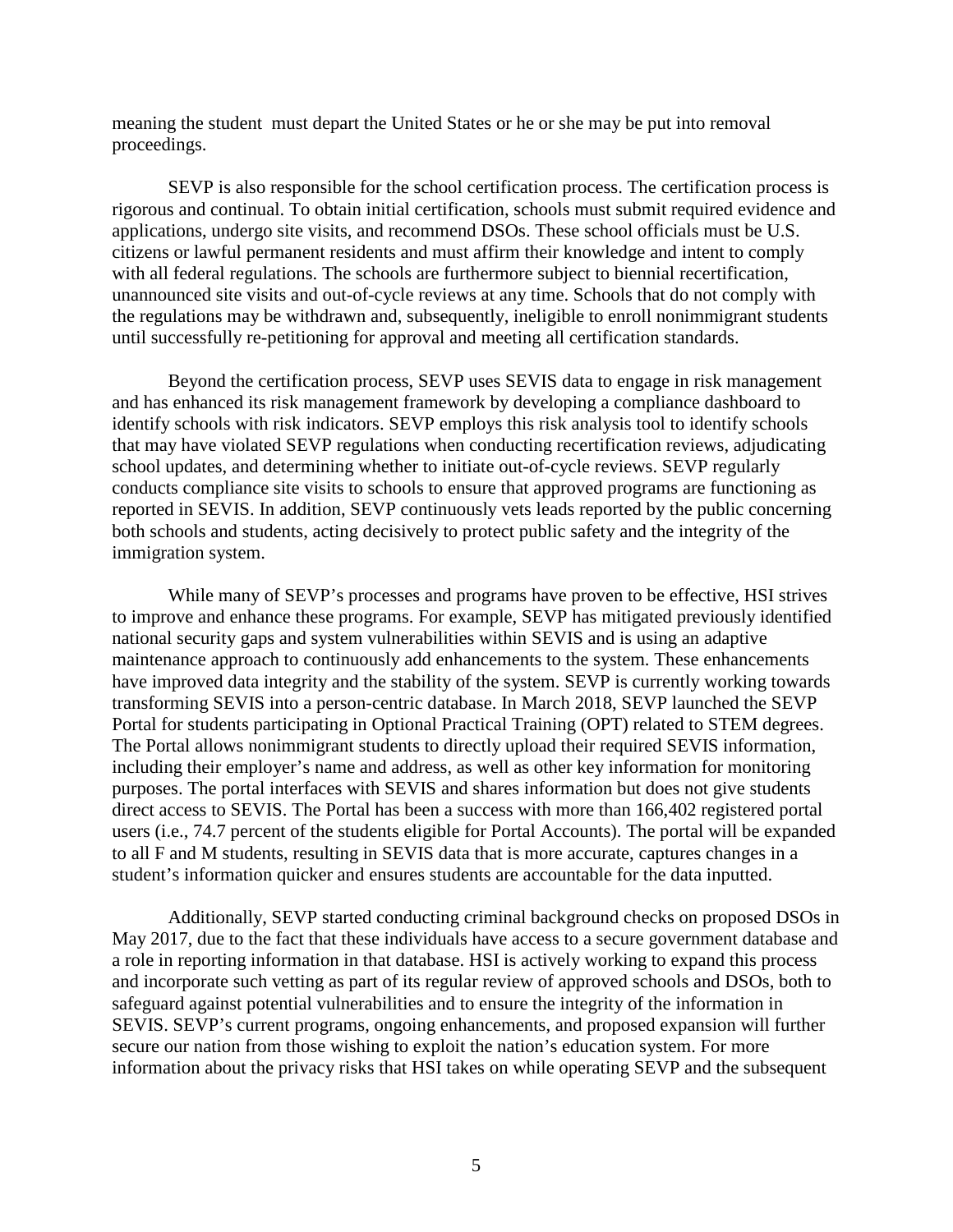meaning the student must depart the United States or he or she may be put into removal proceedings.

SEVP is also responsible for the school certification process. The certification process is rigorous and continual. To obtain initial certification, schools must submit required evidence and applications, undergo site visits, and recommend DSOs. These school officials must be U.S. citizens or lawful permanent residents and must affirm their knowledge and intent to comply with all federal regulations. The schools are furthermore subject to biennial recertification, unannounced site visits and out-of-cycle reviews at any time. Schools that do not comply with the regulations may be withdrawn and, subsequently, ineligible to enroll nonimmigrant students until successfully re-petitioning for approval and meeting all certification standards.

Beyond the certification process, SEVP uses SEVIS data to engage in risk management and has enhanced its risk management framework by developing a compliance dashboard to identify schools with risk indicators. SEVP employs this risk analysis tool to identify schools that may have violated SEVP regulations when conducting recertification reviews, adjudicating school updates, and determining whether to initiate out-of-cycle reviews. SEVP regularly conducts compliance site visits to schools to ensure that approved programs are functioning as reported in SEVIS. In addition, SEVP continuously vets leads reported by the public concerning both schools and students, acting decisively to protect public safety and the integrity of the immigration system.

While many of SEVP's processes and programs have proven to be effective, HSI strives to improve and enhance these programs. For example, SEVP has mitigated previously identified national security gaps and system vulnerabilities within SEVIS and is using an adaptive maintenance approach to continuously add enhancements to the system. These enhancements have improved data integrity and the stability of the system. SEVP is currently working towards transforming SEVIS into a person-centric database. In March 2018, SEVP launched the SEVP Portal for students participating in Optional Practical Training (OPT) related to STEM degrees. The Portal allows nonimmigrant students to directly upload their required SEVIS information, including their employer's name and address, as well as other key information for monitoring purposes. The portal interfaces with SEVIS and shares information but does not give students direct access to SEVIS. The Portal has been a success with more than 166,402 registered portal users (i.e., 74.7 percent of the students eligible for Portal Accounts). The portal will be expanded to all F and M students, resulting in SEVIS data that is more accurate, captures changes in a student's information quicker and ensures students are accountable for the data inputted.

Additionally, SEVP started conducting criminal background checks on proposed DSOs in May 2017, due to the fact that these individuals have access to a secure government database and a role in reporting information in that database. HSI is actively working to expand this process and incorporate such vetting as part of its regular review of approved schools and DSOs, both to safeguard against potential vulnerabilities and to ensure the integrity of the information in SEVIS. SEVP's current programs, ongoing enhancements, and proposed expansion will further secure our nation from those wishing to exploit the nation's education system. For more information about the privacy risks that HSI takes on while operating SEVP and the subsequent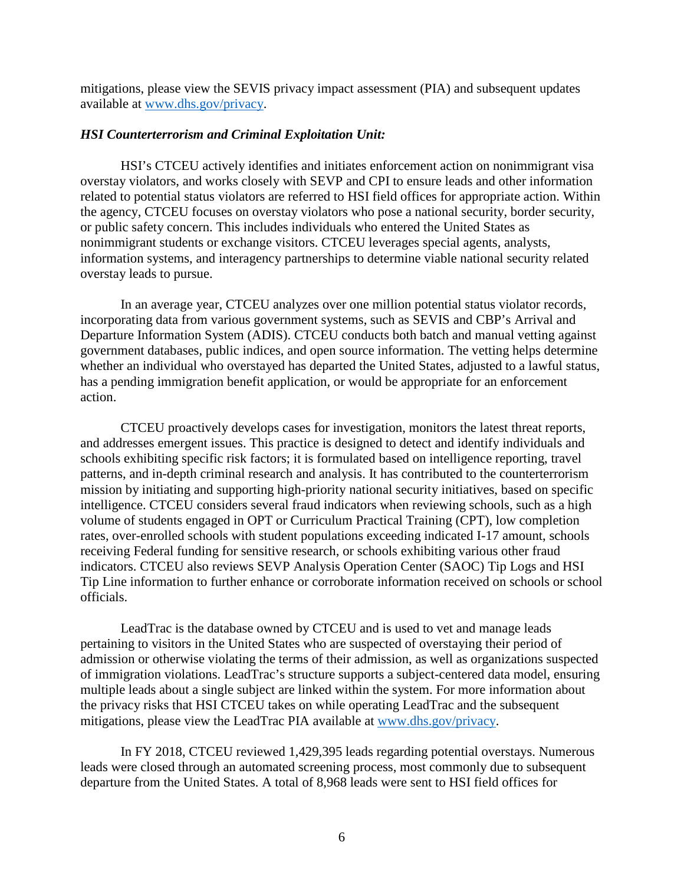mitigations, please view the SEVIS privacy impact assessment (PIA) and subsequent updates available at www.dhs.gov/privacy.

***HSI Counterterrorism and Criminal Exploitation Unit:***

HSI's CTCEU actively identifies and initiates enforcement action on nonimmigrant visa overstay violators, and works closely with SEVP and CPI to ensure leads and other information related to potential status violators are referred to HSI field offices for appropriate action. Within the agency, CTCEU focuses on overstay violators who pose a national security, border security, or public safety concern. This includes individuals who entered the United States as nonimmigrant students or exchange visitors. CTCEU leverages special agents, analysts, information systems, and interagency partnerships to determine viable national security related overstay leads to pursue.

In an average year, CTCEU analyzes over one million potential status violator records, incorporating data from various government systems, such as SEVIS and CBP's Arrival and Departure Information System (ADIS). CTCEU conducts both batch and manual vetting against government databases, public indices, and open source information. The vetting helps determine whether an individual who overstayed has departed the United States, adjusted to a lawful status, has a pending immigration benefit application, or would be appropriate for an enforcement action.

CTCEU proactively develops cases for investigation, monitors the latest threat reports, and addresses emergent issues. This practice is designed to detect and identify individuals and schools exhibiting specific risk factors; it is formulated based on intelligence reporting, travel patterns, and in-depth criminal research and analysis. It has contributed to the counterterrorism mission by initiating and supporting high-priority national security initiatives, based on specific intelligence. CTCEU considers several fraud indicators when reviewing schools, such as a high volume of students engaged in OPT or Curriculum Practical Training (CPT), low completion rates, over-enrolled schools with student populations exceeding indicated I-17 amount, schools receiving Federal funding for sensitive research, or schools exhibiting various other fraud indicators. CTCEU also reviews SEVP Analysis Operation Center (SAOC) Tip Logs and HSI Tip Line information to further enhance or corroborate information received on schools or school officials.

LeadTrac is the database owned by CTCEU and is used to vet and manage leads pertaining to visitors in the United States who are suspected of overstaying their period of admission or otherwise violating the terms of their admission, as well as organizations suspected of immigration violations. LeadTrac's structure supports a subject-centered data model, ensuring multiple leads about a single subject are linked within the system. For more information about the privacy risks that HSI CTCEU takes on while operating LeadTrac and the subsequent mitigations, please view the LeadTrac PIA available at www.dhs.gov/privacy.

In FY 2018, CTCEU reviewed 1,429,395 leads regarding potential overstays. Numerous leads were closed through an automated screening process, most commonly due to subsequent departure from the United States. A total of 8,968 leads were sent to HSI field offices for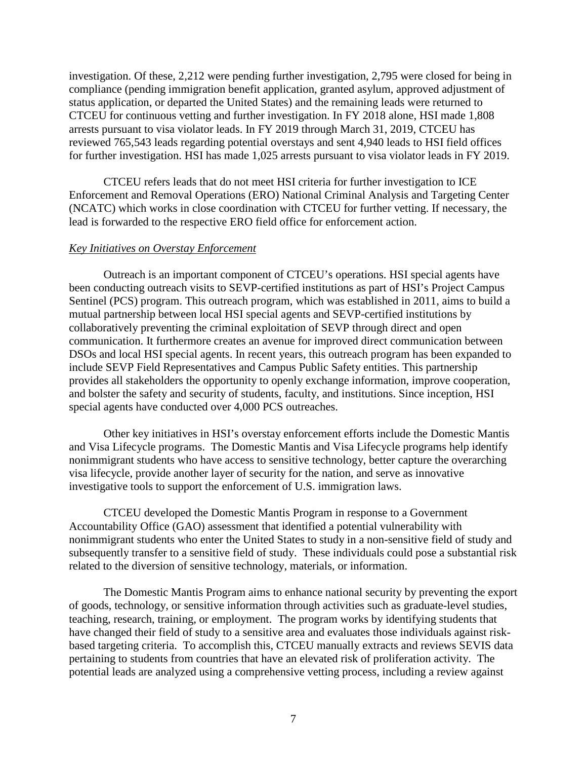investigation. Of these, 2,212 were pending further investigation, 2,795 were closed for being in compliance (pending immigration benefit application, granted asylum, approved adjustment of status application, or departed the United States) and the remaining leads were returned to CTCEU for continuous vetting and further investigation. In FY 2018 alone, HSI made 1,808 arrests pursuant to visa violator leads. In FY 2019 through March 31, 2019, CTCEU has reviewed 765,543 leads regarding potential overstays and sent 4,940 leads to HSI field offices for further investigation. HSI has made 1,025 arrests pursuant to visa violator leads in FY 2019.

CTCEU refers leads that do not meet HSI criteria for further investigation to ICE Enforcement and Removal Operations (ERO) National Criminal Analysis and Targeting Center (NCATC) which works in close coordination with CTCEU for further vetting. If necessary, the lead is forwarded to the respective ERO field office for enforcement action.

*Key Initiatives on Overstay Enforcement*

Outreach is an important component of CTCEU's operations. HSI special agents have been conducting outreach visits to SEVP-certified institutions as part of HSI's Project Campus Sentinel (PCS) program. This outreach program, which was established in 2011, aims to build a mutual partnership between local HSI special agents and SEVP-certified institutions by collaboratively preventing the criminal exploitation of SEVP through direct and open communication. It furthermore creates an avenue for improved direct communication between DSOs and local HSI special agents. In recent years, this outreach program has been expanded to include SEVP Field Representatives and Campus Public Safety entities. This partnership provides all stakeholders the opportunity to openly exchange information, improve cooperation, and bolster the safety and security of students, faculty, and institutions. Since inception, HSI special agents have conducted over 4,000 PCS outreaches.

Other key initiatives in HSI's overstay enforcement efforts include the Domestic Mantis and Visa Lifecycle programs. The Domestic Mantis and Visa Lifecycle programs help identify nonimmigrant students who have access to sensitive technology, better capture the overarching visa lifecycle, provide another layer of security for the nation, and serve as innovative investigative tools to support the enforcement of U.S. immigration laws.

CTCEU developed the Domestic Mantis Program in response to a Government Accountability Office (GAO) assessment that identified a potential vulnerability with nonimmigrant students who enter the United States to study in a non-sensitive field of study and subsequently transfer to a sensitive field of study. These individuals could pose a substantial risk related to the diversion of sensitive technology, materials, or information.

The Domestic Mantis Program aims to enhance national security by preventing the export of goods, technology, or sensitive information through activities such as graduate-level studies, teaching, research, training, or employment. The program works by identifying students that have changed their field of study to a sensitive area and evaluates those individuals against risk-based targeting criteria. To accomplish this, CTCEU manually extracts and reviews SEVIS data pertaining to students from countries that have an elevated risk of proliferation activity. The potential leads are analyzed using a comprehensive vetting process, including a review against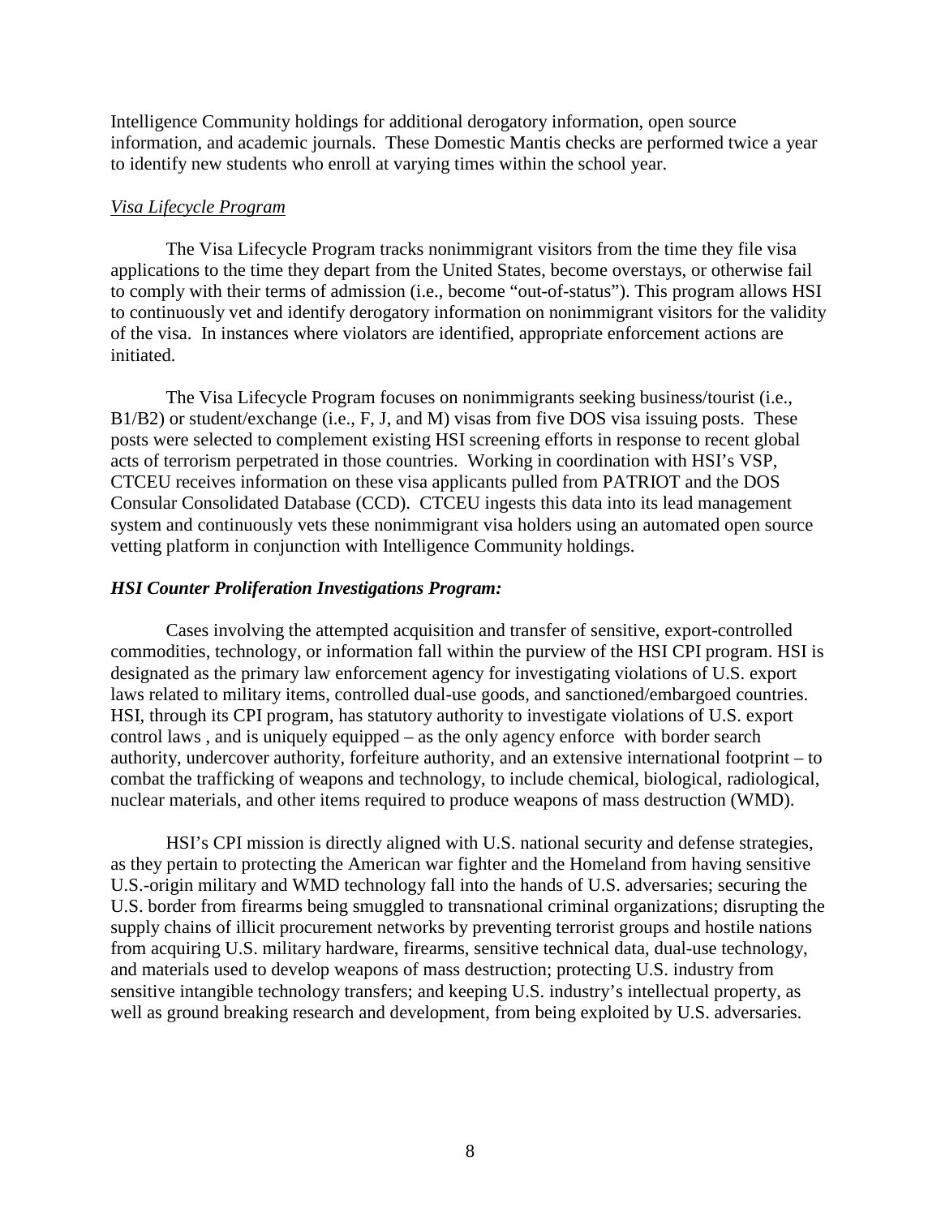Intelligence Community holdings for additional derogatory information, open source information, and academic journals. These Domestic Mantis checks are performed twice a year to identify new students who enroll at varying times within the school year.

*Visa Lifecycle Program*

The Visa Lifecycle Program tracks nonimmigrant visitors from the time they file visa applications to the time they depart from the United States, become overstays, or otherwise fail to comply with their terms of admission (i.e., become "out-of-status"). This program allows HSI to continuously vet and identify derogatory information on nonimmigrant visitors for the validity of the visa. In instances where violators are identified, appropriate enforcement actions are initiated.

The Visa Lifecycle Program focuses on nonimmigrants seeking business/tourist (i.e., B1/B2) or student/exchange (i.e., F, J, and M) visas from five DOS visa issuing posts. These posts were selected to complement existing HSI screening efforts in response to recent global acts of terrorism perpetrated in those countries. Working in coordination with HSI's VSP, CTCEU receives information on these visa applicants pulled from PATRIOT and the DOS Consular Consolidated Database (CCD). CTCEU ingests this data into its lead management system and continuously vets these nonimmigrant visa holders using an automated open source vetting platform in conjunction with Intelligence Community holdings.

***HSI Counter Proliferation Investigations Program:***

Cases involving the attempted acquisition and transfer of sensitive, export-controlled commodities, technology, or information fall within the purview of the HSI CPI program. HSI is designated as the primary law enforcement agency for investigating violations of U.S. export laws related to military items, controlled dual-use goods, and sanctioned/embargoed countries. HSI, through its CPI program, has statutory authority to investigate violations of U.S. export control laws , and is uniquely equipped – as the only agency enforce with border search authority, undercover authority, forfeiture authority, and an extensive international footprint – to combat the trafficking of weapons and technology, to include chemical, biological, radiological, nuclear materials, and other items required to produce weapons of mass destruction (WMD).

HSI's CPI mission is directly aligned with U.S. national security and defense strategies, as they pertain to protecting the American war fighter and the Homeland from having sensitive U.S.-origin military and WMD technology fall into the hands of U.S. adversaries; securing the U.S. border from firearms being smuggled to transnational criminal organizations; disrupting the supply chains of illicit procurement networks by preventing terrorist groups and hostile nations from acquiring U.S. military hardware, firearms, sensitive technical data, dual-use technology, and materials used to develop weapons of mass destruction; protecting U.S. industry from sensitive intangible technology transfers; and keeping U.S. industry's intellectual property, as well as ground breaking research and development, from being exploited by U.S. adversaries.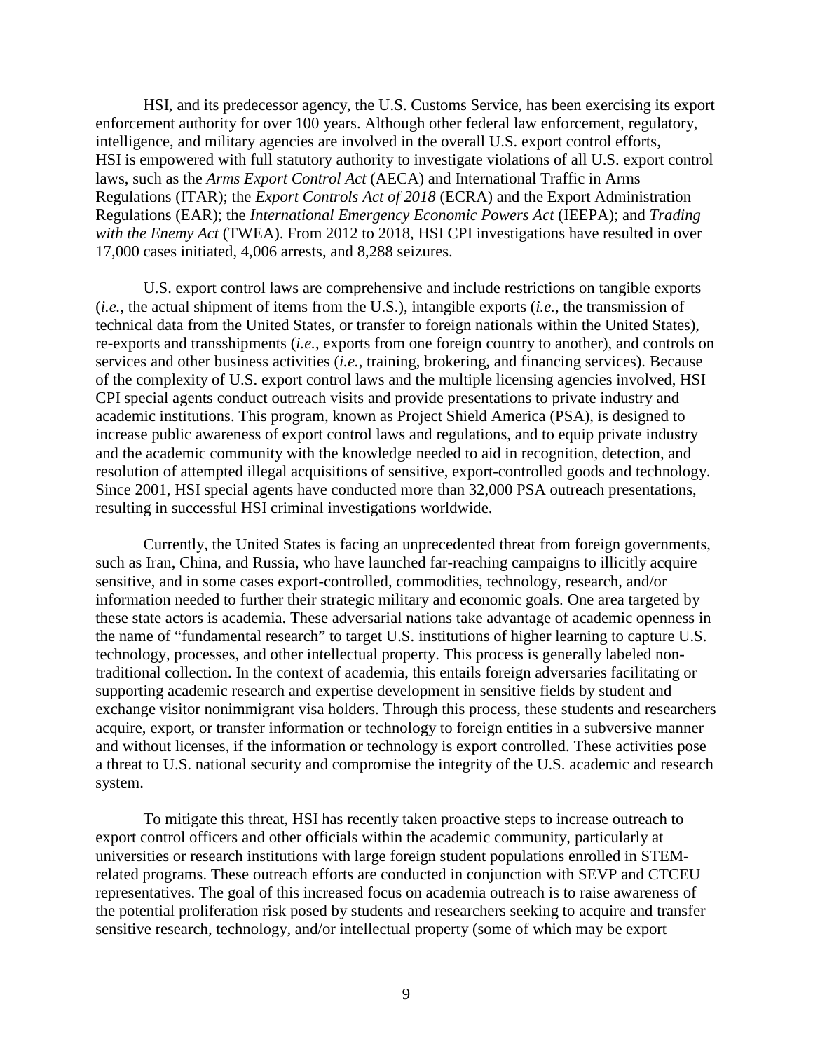HSI, and its predecessor agency, the U.S. Customs Service, has been exercising its export enforcement authority for over 100 years. Although other federal law enforcement, regulatory, intelligence, and military agencies are involved in the overall U.S. export control efforts, HSI is empowered with full statutory authority to investigate violations of all U.S. export control laws, such as the *Arms Export Control Act* (AECA) and International Traffic in Arms Regulations (ITAR); the *Export Controls Act of 2018* (ECRA) and the Export Administration Regulations (EAR); the *International Emergency Economic Powers Act* (IEEPA); and *Trading with the Enemy Act* (TWEA). From 2012 to 2018, HSI CPI investigations have resulted in over 17,000 cases initiated, 4,006 arrests, and 8,288 seizures.

U.S. export control laws are comprehensive and include restrictions on tangible exports (*i.e.*, the actual shipment of items from the U.S.), intangible exports (*i.e.*, the transmission of technical data from the United States, or transfer to foreign nationals within the United States), re-exports and transshipments (*i.e.*, exports from one foreign country to another), and controls on services and other business activities (*i.e.*, training, brokering, and financing services). Because of the complexity of U.S. export control laws and the multiple licensing agencies involved, HSI CPI special agents conduct outreach visits and provide presentations to private industry and academic institutions. This program, known as Project Shield America (PSA), is designed to increase public awareness of export control laws and regulations, and to equip private industry and the academic community with the knowledge needed to aid in recognition, detection, and resolution of attempted illegal acquisitions of sensitive, export-controlled goods and technology. Since 2001, HSI special agents have conducted more than 32,000 PSA outreach presentations, resulting in successful HSI criminal investigations worldwide.

Currently, the United States is facing an unprecedented threat from foreign governments, such as Iran, China, and Russia, who have launched far-reaching campaigns to illicitly acquire sensitive, and in some cases export-controlled, commodities, technology, research, and/or information needed to further their strategic military and economic goals. One area targeted by these state actors is academia. These adversarial nations take advantage of academic openness in the name of "fundamental research" to target U.S. institutions of higher learning to capture U.S. technology, processes, and other intellectual property. This process is generally labeled non-traditional collection. In the context of academia, this entails foreign adversaries facilitating or supporting academic research and expertise development in sensitive fields by student and exchange visitor nonimmigrant visa holders. Through this process, these students and researchers acquire, export, or transfer information or technology to foreign entities in a subversive manner and without licenses, if the information or technology is export controlled. These activities pose a threat to U.S. national security and compromise the integrity of the U.S. academic and research system.

To mitigate this threat, HSI has recently taken proactive steps to increase outreach to export control officers and other officials within the academic community, particularly at universities or research institutions with large foreign student populations enrolled in STEM-related programs. These outreach efforts are conducted in conjunction with SEVP and CTCEU representatives. The goal of this increased focus on academia outreach is to raise awareness of the potential proliferation risk posed by students and researchers seeking to acquire and transfer sensitive research, technology, and/or intellectual property (some of which may be export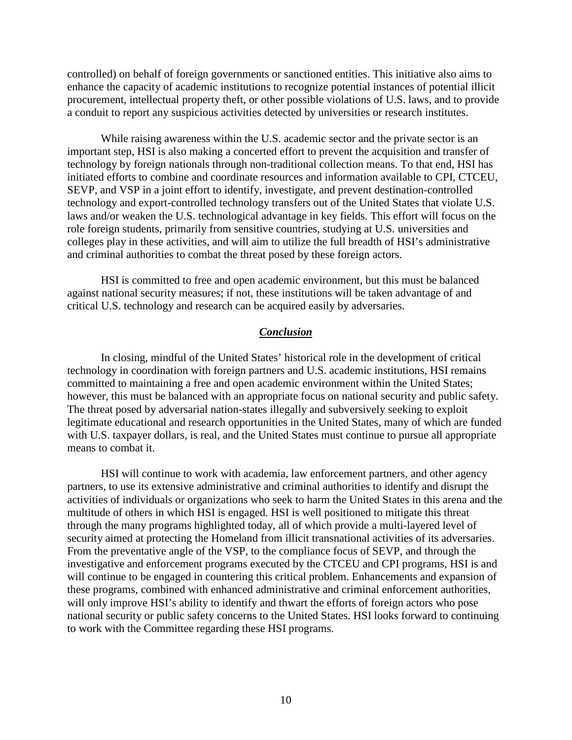controlled) on behalf of foreign governments or sanctioned entities. This initiative also aims to enhance the capacity of academic institutions to recognize potential instances of potential illicit procurement, intellectual property theft, or other possible violations of U.S. laws, and to provide a conduit to report any suspicious activities detected by universities or research institutes.

While raising awareness within the U.S. academic sector and the private sector is an important step, HSI is also making a concerted effort to prevent the acquisition and transfer of technology by foreign nationals through non-traditional collection means. To that end, HSI has initiated efforts to combine and coordinate resources and information available to CPI, CTCEU, SEVP, and VSP in a joint effort to identify, investigate, and prevent destination-controlled technology and export-controlled technology transfers out of the United States that violate U.S. laws and/or weaken the U.S. technological advantage in key fields. This effort will focus on the role foreign students, primarily from sensitive countries, studying at U.S. universities and colleges play in these activities, and will aim to utilize the full breadth of HSI's administrative and criminal authorities to combat the threat posed by these foreign actors.

HSI is committed to free and open academic environment, but this must be balanced against national security measures; if not, these institutions will be taken advantage of and critical U.S. technology and research can be acquired easily by adversaries.

## ***Conclusion***

In closing, mindful of the United States' historical role in the development of critical technology in coordination with foreign partners and U.S. academic institutions, HSI remains committed to maintaining a free and open academic environment within the United States; however, this must be balanced with an appropriate focus on national security and public safety. The threat posed by adversarial nation-states illegally and subversively seeking to exploit legitimate educational and research opportunities in the United States, many of which are funded with U.S. taxpayer dollars, is real, and the United States must continue to pursue all appropriate means to combat it.

HSI will continue to work with academia, law enforcement partners, and other agency partners, to use its extensive administrative and criminal authorities to identify and disrupt the activities of individuals or organizations who seek to harm the United States in this arena and the multitude of others in which HSI is engaged. HSI is well positioned to mitigate this threat through the many programs highlighted today, all of which provide a multi-layered level of security aimed at protecting the Homeland from illicit transnational activities of its adversaries. From the preventative angle of the VSP, to the compliance focus of SEVP, and through the investigative and enforcement programs executed by the CTCEU and CPI programs, HSI is and will continue to be engaged in countering this critical problem. Enhancements and expansion of these programs, combined with enhanced administrative and criminal enforcement authorities, will only improve HSI's ability to identify and thwart the efforts of foreign actors who pose national security or public safety concerns to the United States. HSI looks forward to continuing to work with the Committee regarding these HSI programs.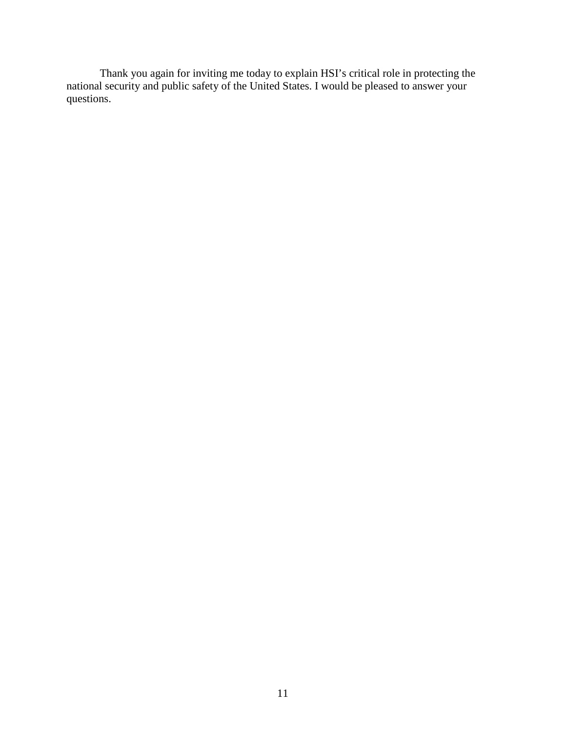Thank you again for inviting me today to explain HSI's critical role in protecting the national security and public safety of the United States. I would be pleased to answer your questions.